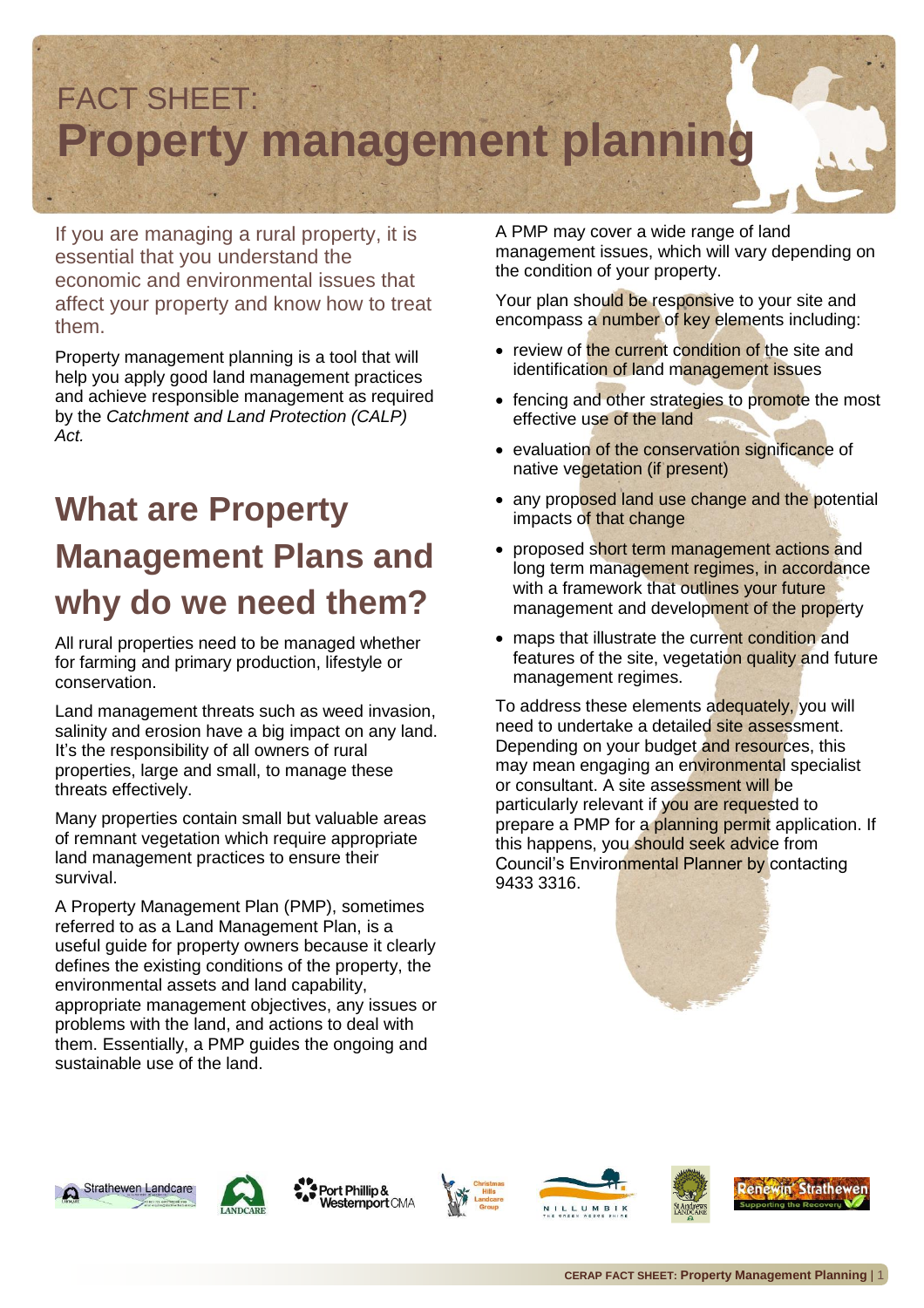# FACT SHEET: **Property management planning**

If you are managing a rural property, it is essential that you understand the economic and environmental issues that affect your property and know how to treat them.

Property management planning is a tool that will help you apply good land management practices and achieve responsible management as required by the *Catchment and Land Protection (CALP) Act.*

## What are Property Management Plans and why do we need them?

All rural properties need to be managed whether for farming and primary production, lifestyle or conservation.

Land management threats such as weed invasion, salinity and erosion have a big impact on any land. It's the responsibility of all owners of rural properties, large and small, to manage these threats effectively.

Many properties contain small but valuable areas of remnant vegetation which require appropriate land management practices to ensure their survival.

A Property Management Plan (PMP), sometimes referred to as a Land Management Plan, is a useful guide for property owners because it clearly defines the existing conditions of the property, the environmental assets and land capability, appropriate management objectives, any issues or problems with the land, and actions to deal with them. Essentially, a PMP guides the ongoing and sustainable use of the land.

A PMP may cover a wide range of land management issues, which will vary depending on the condition of your property.

Your plan should be responsive to your site and encompass a number of key elements including:

- review of the current condition of the site and identification of land management issues
- fencing and other strategies to promote the most effective use of the land
- evaluation of the conservation significance of native vegetation (if present)
- any proposed land use change and the potential impacts of that change
- proposed short term management actions and long term management regimes, in accordance with a framework that outlines your future management and development of the property
- maps that illustrate the current condition and features of the site, vegetation quality and future management regimes.

To address these elements adequately, you will need to undertake a detailed site assessment. Depending on your budget and resources, this may mean engaging an environmental specialist or consultant. A site assessment will be particularly relevant if you are requested to prepare a PMP for a planning permit application. If this happens, you should seek advice from Council's Environmental Planner by contacting 9433 3316.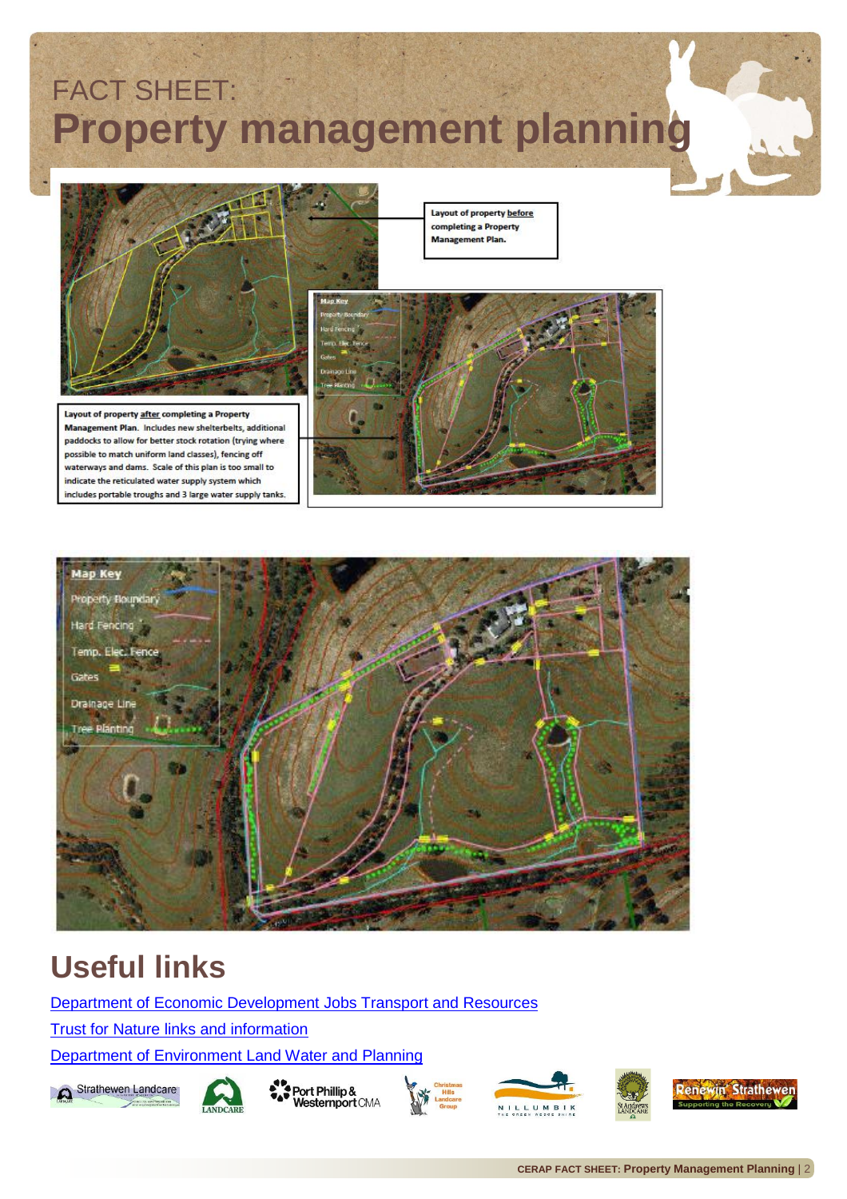# FACT SHEET:
# Property management planning

Layout of property before completing a Property Management Plan.

Map Key
Property Boundary
Hard Fencing
Temp. Elec. Fence
Gates
Drainage Line
Tree Planting

Layout of property after completing a Property Management Plan. Includes new shelterbelts, additional paddocks to allow for better stock rotation (trying where possible to match uniform land classes), fencing off waterways and dams. Scale of this plan is too small to indicate the reticulated water supply system which includes portable troughs and 3 large water supply tanks.

Map Key
Property Boundary
Hard Fencing
Temp. Elec. Fence
Gates
Drainage Line
Tree Planting

## Useful links

[Department of Economic Development Jobs Transport and Resources]

[Trust for Nature links and information]

[Department of Environment Land Water and Planning]

Strathewen Landcare
LANDCARE
Port Phillip & Westernport CMA
Christmas Hills Landcare Group
NILLUMBIK THE GREEN WEDGE SHIRE
St Andrews LANDCARE
Renewin' Strathewen Supporting the Recovery